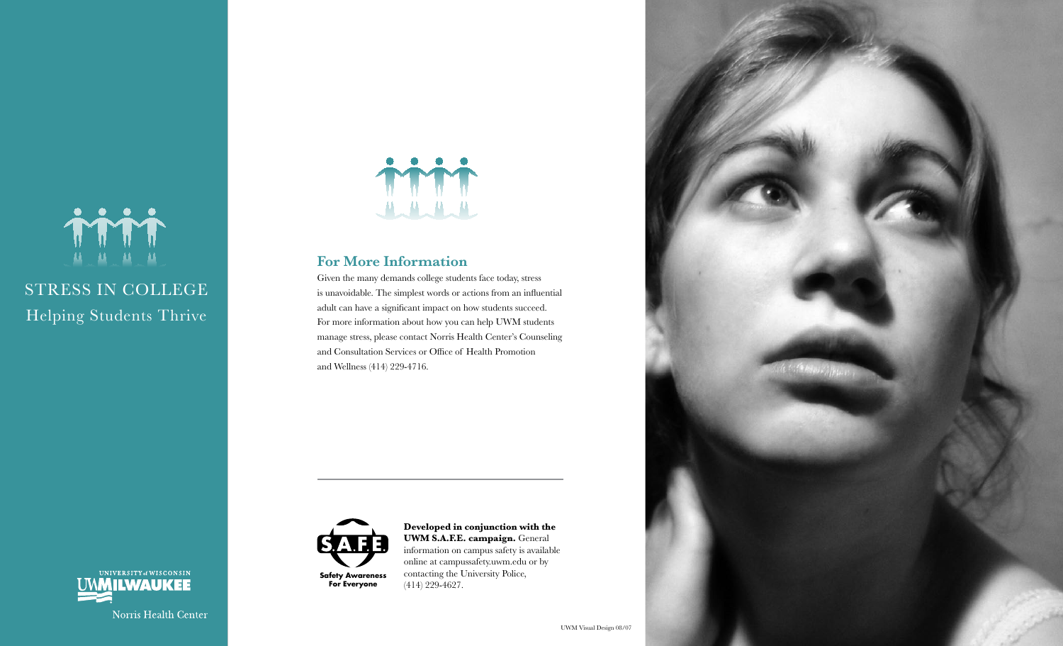## For More Information

Given the many demands college students face today, stress is unavoidable. The simplest words or actions from an influential adult can have a significant impact on how students succeed. For more information about how you can help UWM students manage stress, please contact Norris Health Center's Counseling and Consultation Services or Office of Health Promotion and Wellness (414) 229-4716.

---

S.A.F.E.

Safety Awareness For Everyone

**Developed in conjunction with the UWM S.A.F.E. campaign.** General information on campus safety is available online at campussafety.uwm.edu or by contacting the University Police, (414) 229-4627.

UWM Visual Design 08/07

# STRESS IN COLLEGE

## Helping Students Thrive

UNIVERSITY of WISCONSIN
UWMILWAUKEE

Norris Health Center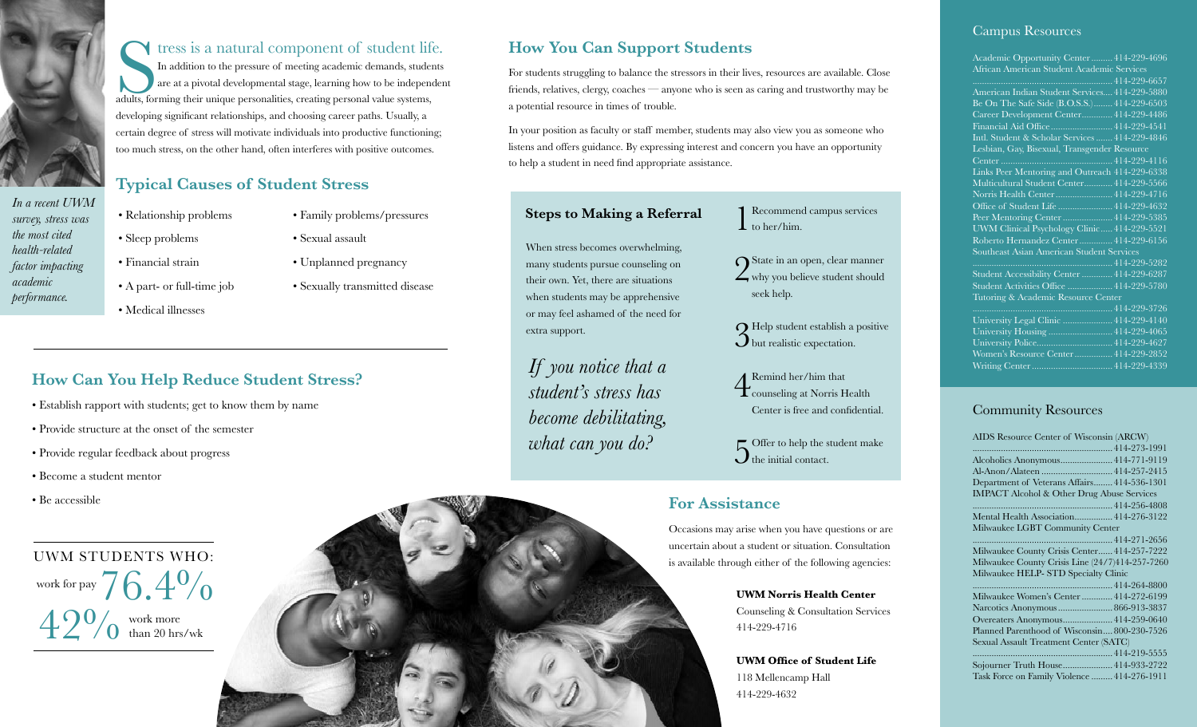Stress is a natural component of student life. In addition to the pressure of meeting academic demands, students are at a pivotal developmental stage, learning how to be independent adults, forming their unique personalities, creating personal value systems, developing significant relationships, and choosing career paths. Usually, a certain degree of stress will motivate individuals into productive functioning; too much stress, on the other hand, often interferes with positive outcomes.

*In a recent UWM survey, stress was the most cited health-related factor impacting academic performance.*

## Typical Causes of Student Stress

- Relationship problems
- Sleep problems
- Financial strain
- A part- or full-time job
- Medical illnesses
- Family problems/pressures
- Sexual assault
- Unplanned pregnancy
- Sexually transmitted disease

## How Can You Help Reduce Student Stress?

- Establish rapport with students; get to know them by name
- Provide structure at the onset of the semester
- Provide regular feedback about progress
- Become a student mentor
- Be accessible

UWM STUDENTS WHO:

work for pay 76.4%

42% work more than 20 hrs/wk

## How You Can Support Students

For students struggling to balance the stressors in their lives, resources are available. Close friends, relatives, clergy, coaches — anyone who is seen as caring and trustworthy may be a potential resource in times of trouble.

In your position as faculty or staff member, students may also view you as someone who listens and offers guidance. By expressing interest and concern you have an opportunity to help a student in need find appropriate assistance.

### Steps to Making a Referral

When stress becomes overwhelming, many students pursue counseling on their own. Yet, there are situations when students may be apprehensive or may feel ashamed of the need for extra support.

*If you notice that a student's stress has become debilitating, what can you do?*

1. Recommend campus services to her/him.
2. State in an open, clear manner why you believe student should seek help.
3. Help student establish a positive but realistic expectation.
4. Remind her/him that counseling at Norris Health Center is free and confidential.
5. Offer to help the student make the initial contact.

## For Assistance

Occasions may arise when you have questions or are uncertain about a student or situation. Consultation is available through either of the following agencies:

**UWM Norris Health Center**
Counseling & Consultation Services
414-229-4716

**UWM Office of Student Life**
118 Mellencamp Hall
414-229-4632

## Campus Resources

Academic Opportunity Center ......... 414-229-4696
African American Student Academic Services ......... 414-229-6657
American Indian Student Services .... 414-229-5880
Be On The Safe Side (B.O.S.S.) ......... 414-229-6503
Career Development Center ............. 414-229-4486
Financial Aid Office ......................... 414-229-4541
Intl. Student & Scholar Services ....... 414-229-4846
Lesbian, Gay, Bisexual, Transgender Resource Center ......... 414-229-4116
Links Peer Mentoring and Outreach 414-229-6338
Multicultural Student Center ............ 414-229-5566
Norris Health Center ........................ 414-229-4716
Office of Student Life ....................... 414-229-4632
Peer Mentoring Center ..................... 414-229-5385
UWM Clinical Psychology Clinic ..... 414-229-5521
Roberto Hernandez Center .............. 414-229-6156
Southeast Asian American Student Services ......... 414-229-5282
Student Accessibility Center ............. 414-229-6287
Student Activities Office ................... 414-229-5780
Tutoring & Academic Resource Center ......... 414-229-3726
University Legal Clinic ..................... 414-229-4140
University Housing .......................... 414-229-4065
University Police .............................. 414-229-4627
Women's Resource Center ................ 414-229-2852
Writing Center ................................. 414-229-4339

## Community Resources

AIDS Resource Center of Wisconsin (ARCW) ......... 414-273-1991
Alcoholics Anonymous ...................... 414-771-9119
Al-Anon/Alateen .............................. 414-257-2415
Department of Veterans Affairs ........ 414-536-1301
IMPACT Alcohol & Other Drug Abuse Services ......... 414-256-4808
Mental Health Association ................ 414-276-3122
Milwaukee LGBT Community Center ......... 414-271-2656
Milwaukee County Crisis Center ...... 414-257-7222
Milwaukee County Crisis Line (24/7) 414-257-7260
Milwaukee HELP- STD Specialty Clinic ......... 414-264-8800
Milwaukee Women's Center ............. 414-272-6199
Narcotics Anonymous ....................... 866-913-3837
Overeaters Anonymous ..................... 414-259-0640
Planned Parenthood of Wisconsin .... 800-230-7526
Sexual Assault Treatment Center (SATC) ......... 414-219-5555
Sojourner Truth House ..................... 414-933-2722
Task Force on Family Violence ......... 414-276-1911